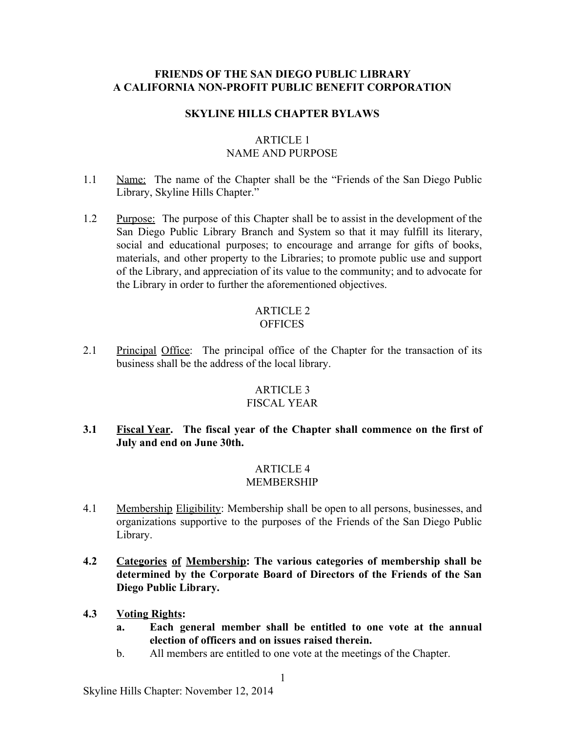**FRIENDS OF THE SAN DIEGO PUBLIC LIBRARY**
**A CALIFORNIA NON-PROFIT PUBLIC BENEFIT CORPORATION**

**SKYLINE HILLS CHAPTER BYLAWS**

## ARTICLE 1
## NAME AND PURPOSE

1.1 Name: The name of the Chapter shall be the "Friends of the San Diego Public Library, Skyline Hills Chapter."

1.2 Purpose: The purpose of this Chapter shall be to assist in the development of the San Diego Public Library Branch and System so that it may fulfill its literary, social and educational purposes; to encourage and arrange for gifts of books, materials, and other property to the Libraries; to promote public use and support of the Library, and appreciation of its value to the community; and to advocate for the Library in order to further the aforementioned objectives.

## ARTICLE 2
## OFFICES

2.1 Principal Office: The principal office of the Chapter for the transaction of its business shall be the address of the local library.

## ARTICLE 3
## FISCAL YEAR

**3.1 Fiscal Year. The fiscal year of the Chapter shall commence on the first of July and end on June 30th.**

## ARTICLE 4
## MEMBERSHIP

4.1 Membership Eligibility: Membership shall be open to all persons, businesses, and organizations supportive to the purposes of the Friends of the San Diego Public Library.

**4.2 Categories of Membership: The various categories of membership shall be determined by the Corporate Board of Directors of the Friends of the San Diego Public Library.**

**4.3 Voting Rights:**

**a. Each general member shall be entitled to one vote at the annual election of officers and on issues raised therein.**

b. All members are entitled to one vote at the meetings of the Chapter.

Skyline Hills Chapter: November 12, 2014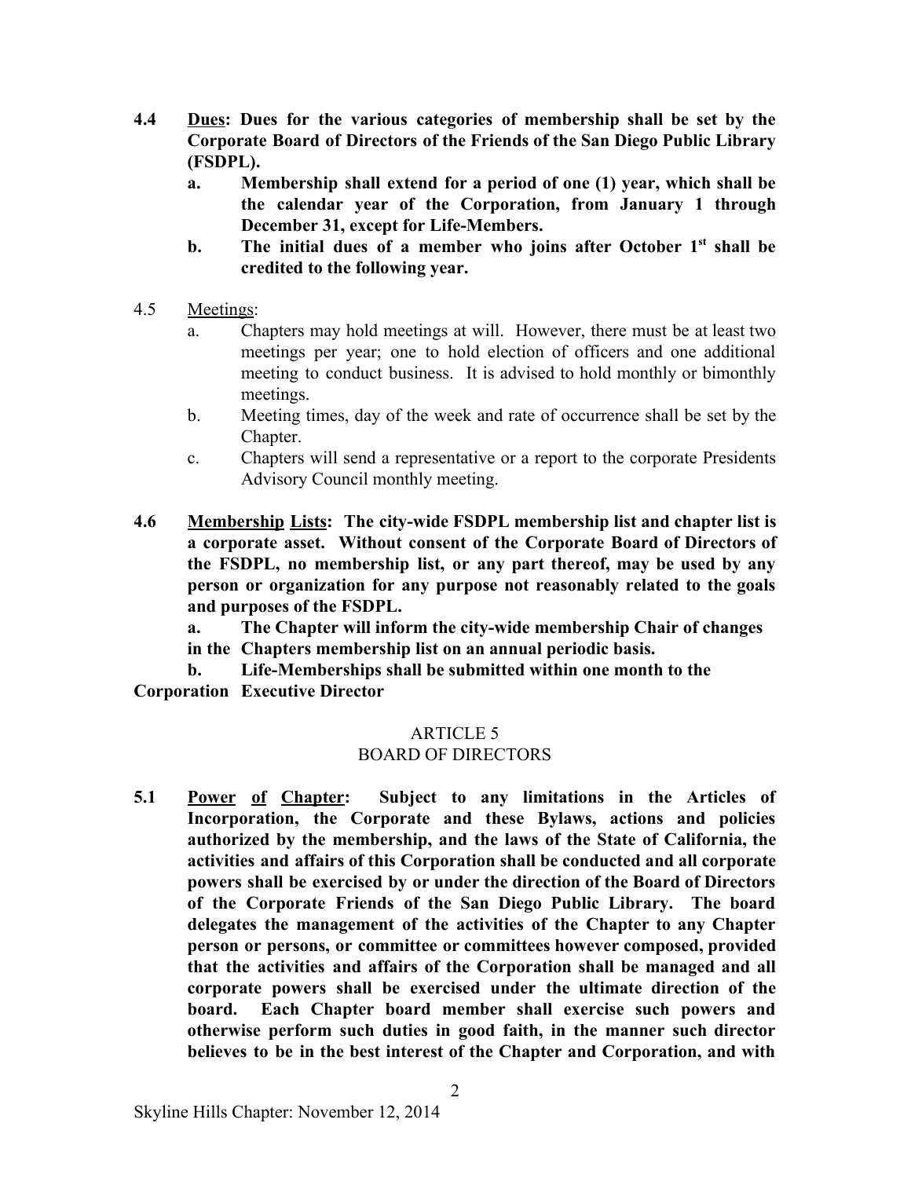**4.4 <u>Dues</u>: Dues for the various categories of membership shall be set by the Corporate Board of Directors of the Friends of the San Diego Public Library (FSDPL).**

- **a. Membership shall extend for a period of one (1) year, which shall be the calendar year of the Corporation, from January 1 through December 31, except for Life-Members.**
- **b. The initial dues of a member who joins after October 1st shall be credited to the following year.**

4.5 <u>Meetings</u>:

- a. Chapters may hold meetings at will. However, there must be at least two meetings per year; one to hold election of officers and one additional meeting to conduct business. It is advised to hold monthly or bimonthly meetings.
- b. Meeting times, day of the week and rate of occurrence shall be set by the Chapter.
- c. Chapters will send a representative or a report to the corporate Presidents Advisory Council monthly meeting.

**4.6 <u>Membership</u> <u>Lists</u>: The city-wide FSDPL membership list and chapter list is a corporate asset. Without consent of the Corporate Board of Directors of the FSDPL, no membership list, or any part thereof, may be used by any person or organization for any purpose not reasonably related to the goals and purposes of the FSDPL.**

- **a. The Chapter will inform the city-wide membership Chair of changes in the Chapters membership list on an annual periodic basis.**
- **b. Life-Memberships shall be submitted within one month to the Corporation Executive Director**

## ARTICLE 5
## BOARD OF DIRECTORS

**5.1 <u>Power</u> <u>of</u> <u>Chapter</u>: Subject to any limitations in the Articles of Incorporation, the Corporate and these Bylaws, actions and policies authorized by the membership, and the laws of the State of California, the activities and affairs of this Corporation shall be conducted and all corporate powers shall be exercised by or under the direction of the Board of Directors of the Corporate Friends of the San Diego Public Library. The board delegates the management of the activities of the Chapter to any Chapter person or persons, or committee or committees however composed, provided that the activities and affairs of the Corporation shall be managed and all corporate powers shall be exercised under the ultimate direction of the board. Each Chapter board member shall exercise such powers and otherwise perform such duties in good faith, in the manner such director believes to be in the best interest of the Chapter and Corporation, and with**

Skyline Hills Chapter: November 12, 2014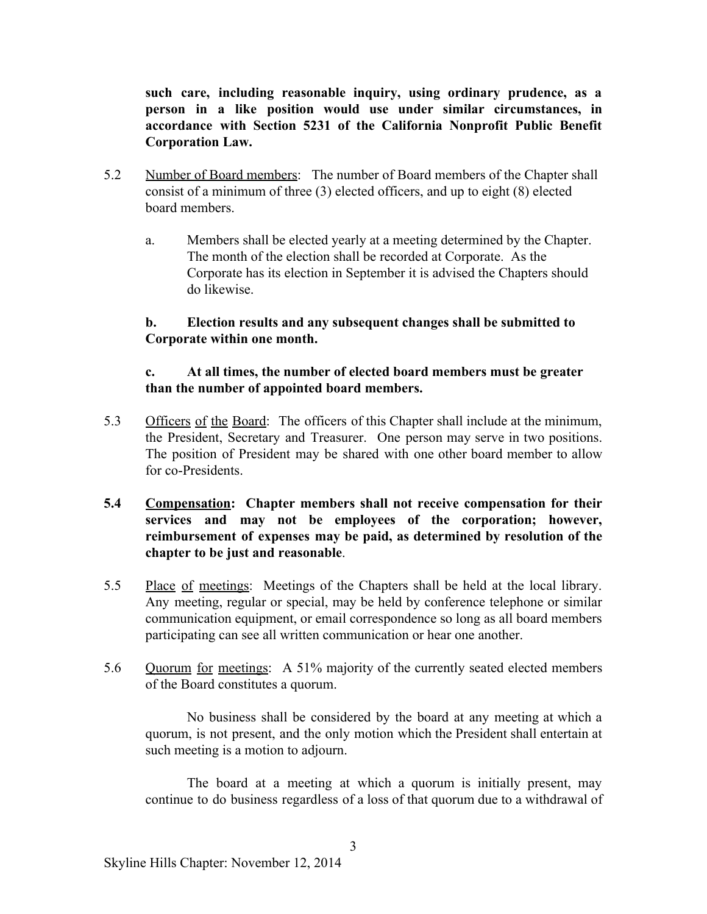**such care, including reasonable inquiry, using ordinary prudence, as a person in a like position would use under similar circumstances, in accordance with Section 5231 of the California Nonprofit Public Benefit Corporation Law.**

5.2 Number of Board members: The number of Board members of the Chapter shall consist of a minimum of three (3) elected officers, and up to eight (8) elected board members.

a. Members shall be elected yearly at a meeting determined by the Chapter. The month of the election shall be recorded at Corporate. As the Corporate has its election in September it is advised the Chapters should do likewise.

**b. Election results and any subsequent changes shall be submitted to Corporate within one month.**

**c. At all times, the number of elected board members must be greater than the number of appointed board members.**

5.3 Officers of the Board: The officers of this Chapter shall include at the minimum, the President, Secretary and Treasurer. One person may serve in two positions. The position of President may be shared with one other board member to allow for co-Presidents.

**5.4 Compensation: Chapter members shall not receive compensation for their services and may not be employees of the corporation; however, reimbursement of expenses may be paid, as determined by resolution of the chapter to be just and reasonable**.

5.5 Place of meetings: Meetings of the Chapters shall be held at the local library. Any meeting, regular or special, may be held by conference telephone or similar communication equipment, or email correspondence so long as all board members participating can see all written communication or hear one another.

5.6 Quorum for meetings: A 51% majority of the currently seated elected members of the Board constitutes a quorum.

No business shall be considered by the board at any meeting at which a quorum, is not present, and the only motion which the President shall entertain at such meeting is a motion to adjourn.

The board at a meeting at which a quorum is initially present, may continue to do business regardless of a loss of that quorum due to a withdrawal of

Skyline Hills Chapter: November 12, 2014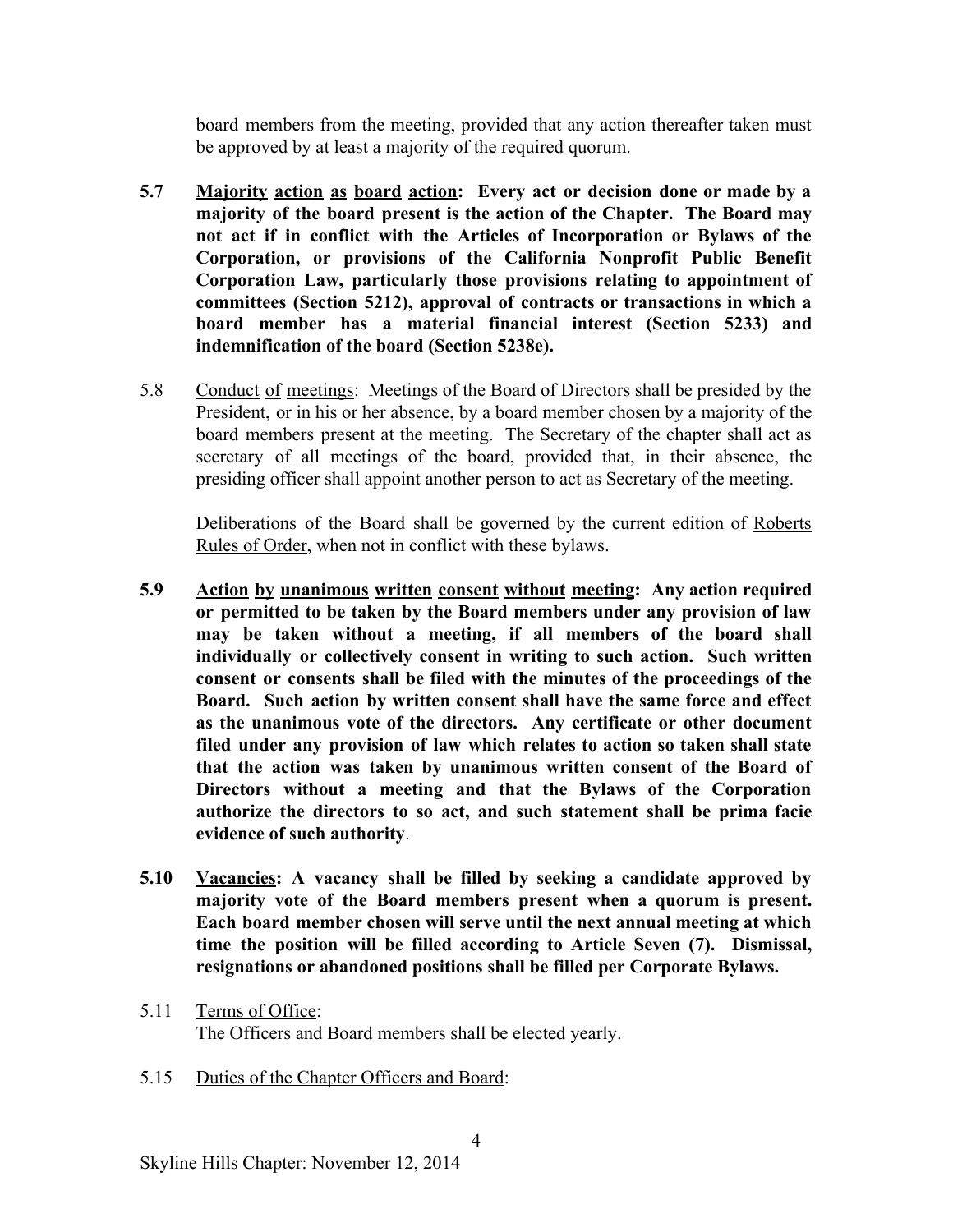board members from the meeting, provided that any action thereafter taken must be approved by at least a majority of the required quorum.

**5.7 Majority action as board action: Every act or decision done or made by a majority of the board present is the action of the Chapter. The Board may not act if in conflict with the Articles of Incorporation or Bylaws of the Corporation, or provisions of the California Nonprofit Public Benefit Corporation Law, particularly those provisions relating to appointment of committees (Section 5212), approval of contracts or transactions in which a board member has a material financial interest (Section 5233) and indemnification of the board (Section 5238e).**

5.8 Conduct of meetings: Meetings of the Board of Directors shall be presided by the President, or in his or her absence, by a board member chosen by a majority of the board members present at the meeting. The Secretary of the chapter shall act as secretary of all meetings of the board, provided that, in their absence, the presiding officer shall appoint another person to act as Secretary of the meeting.

Deliberations of the Board shall be governed by the current edition of Roberts Rules of Order, when not in conflict with these bylaws.

**5.9 Action by unanimous written consent without meeting: Any action required or permitted to be taken by the Board members under any provision of law may be taken without a meeting, if all members of the board shall individually or collectively consent in writing to such action. Such written consent or consents shall be filed with the minutes of the proceedings of the Board. Such action by written consent shall have the same force and effect as the unanimous vote of the directors. Any certificate or other document filed under any provision of law which relates to action so taken shall state that the action was taken by unanimous written consent of the Board of Directors without a meeting and that the Bylaws of the Corporation authorize the directors to so act, and such statement shall be prima facie evidence of such authority.**

**5.10 Vacancies: A vacancy shall be filled by seeking a candidate approved by majority vote of the Board members present when a quorum is present. Each board member chosen will serve until the next annual meeting at which time the position will be filled according to Article Seven (7). Dismissal, resignations or abandoned positions shall be filled per Corporate Bylaws.**

5.11 Terms of Office:
The Officers and Board members shall be elected yearly.

5.15 Duties of the Chapter Officers and Board: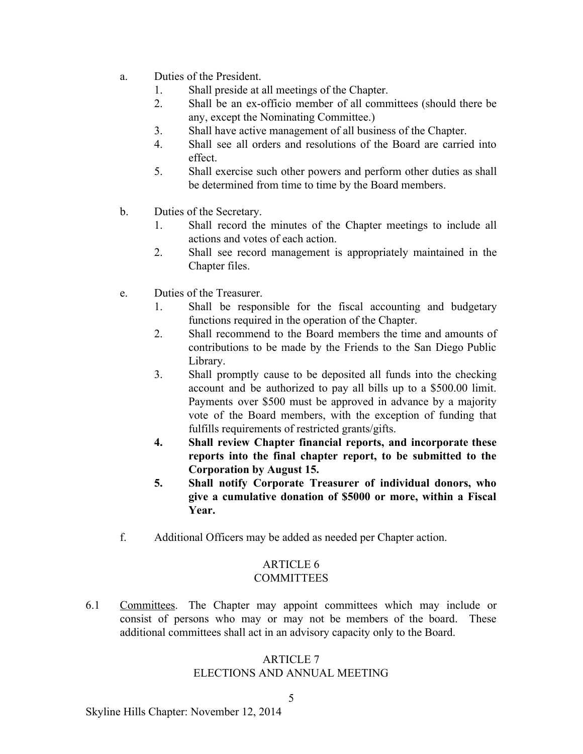a. Duties of the President.
   1. Shall preside at all meetings of the Chapter.
   2. Shall be an ex-officio member of all committees (should there be any, except the Nominating Committee.)
   3. Shall have active management of all business of the Chapter.
   4. Shall see all orders and resolutions of the Board are carried into effect.
   5. Shall exercise such other powers and perform other duties as shall be determined from time to time by the Board members.

b. Duties of the Secretary.
   1. Shall record the minutes of the Chapter meetings to include all actions and votes of each action.
   2. Shall see record management is appropriately maintained in the Chapter files.

e. Duties of the Treasurer.
   1. Shall be responsible for the fiscal accounting and budgetary functions required in the operation of the Chapter.
   2. Shall recommend to the Board members the time and amounts of contributions to be made by the Friends to the San Diego Public Library.
   3. Shall promptly cause to be deposited all funds into the checking account and be authorized to pay all bills up to a $500.00 limit. Payments over $500 must be approved in advance by a majority vote of the Board members, with the exception of funding that fulfills requirements of restricted grants/gifts.
   4. **Shall review Chapter financial reports, and incorporate these reports into the final chapter report, to be submitted to the Corporation by August 15.**
   5. **Shall notify Corporate Treasurer of individual donors, who give a cumulative donation of $5000 or more, within a Fiscal Year.**

f. Additional Officers may be added as needed per Chapter action.

## ARTICLE 6
## COMMITTEES

6.1 Committees. The Chapter may appoint committees which may include or consist of persons who may or may not be members of the board. These additional committees shall act in an advisory capacity only to the Board.

## ARTICLE 7
## ELECTIONS AND ANNUAL MEETING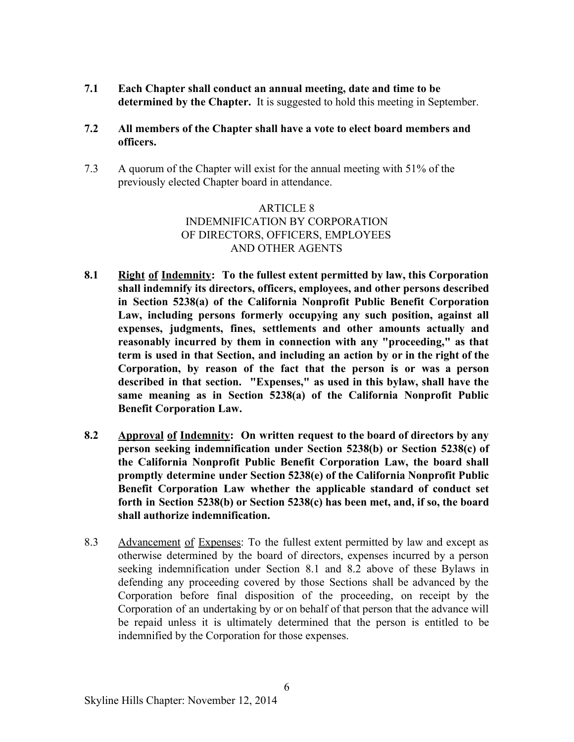**7.1 Each Chapter shall conduct an annual meeting, date and time to be determined by the Chapter.** It is suggested to hold this meeting in September.

**7.2 All members of the Chapter shall have a vote to elect board members and officers.**

7.3 A quorum of the Chapter will exist for the annual meeting with 51% of the previously elected Chapter board in attendance.

## ARTICLE 8
## INDEMNIFICATION BY CORPORATION OF DIRECTORS, OFFICERS, EMPLOYEES AND OTHER AGENTS

**8.1 Right of Indemnity: To the fullest extent permitted by law, this Corporation shall indemnify its directors, officers, employees, and other persons described in Section 5238(a) of the California Nonprofit Public Benefit Corporation Law, including persons formerly occupying any such position, against all expenses, judgments, fines, settlements and other amounts actually and reasonably incurred by them in connection with any "proceeding," as that term is used in that Section, and including an action by or in the right of the Corporation, by reason of the fact that the person is or was a person described in that section. "Expenses," as used in this bylaw, shall have the same meaning as in Section 5238(a) of the California Nonprofit Public Benefit Corporation Law.**

**8.2 Approval of Indemnity: On written request to the board of directors by any person seeking indemnification under Section 5238(b) or Section 5238(c) of the California Nonprofit Public Benefit Corporation Law, the board shall promptly determine under Section 5238(e) of the California Nonprofit Public Benefit Corporation Law whether the applicable standard of conduct set forth in Section 5238(b) or Section 5238(c) has been met, and, if so, the board shall authorize indemnification.**

8.3 Advancement of Expenses: To the fullest extent permitted by law and except as otherwise determined by the board of directors, expenses incurred by a person seeking indemnification under Section 8.1 and 8.2 above of these Bylaws in defending any proceeding covered by those Sections shall be advanced by the Corporation before final disposition of the proceeding, on receipt by the Corporation of an undertaking by or on behalf of that person that the advance will be repaid unless it is ultimately determined that the person is entitled to be indemnified by the Corporation for those expenses.

Skyline Hills Chapter: November 12, 2014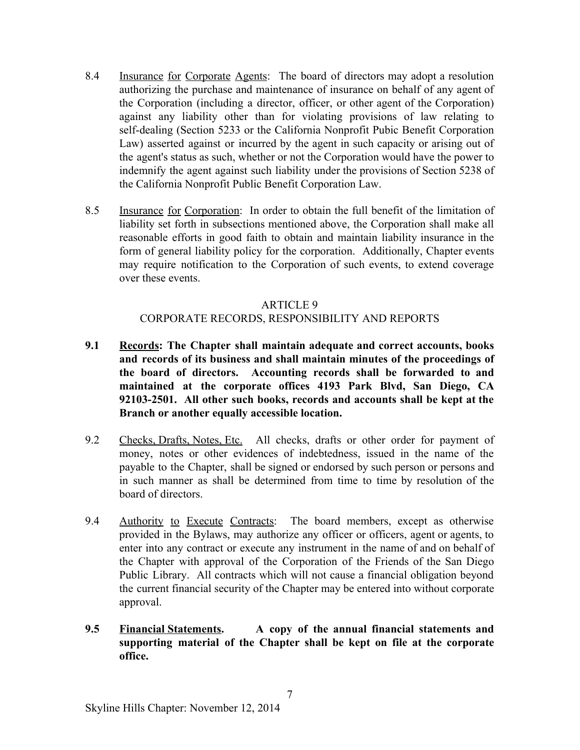8.4 Insurance for Corporate Agents: The board of directors may adopt a resolution authorizing the purchase and maintenance of insurance on behalf of any agent of the Corporation (including a director, officer, or other agent of the Corporation) against any liability other than for violating provisions of law relating to self-dealing (Section 5233 or the California Nonprofit Pubic Benefit Corporation Law) asserted against or incurred by the agent in such capacity or arising out of the agent's status as such, whether or not the Corporation would have the power to indemnify the agent against such liability under the provisions of Section 5238 of the California Nonprofit Public Benefit Corporation Law.

8.5 Insurance for Corporation: In order to obtain the full benefit of the limitation of liability set forth in subsections mentioned above, the Corporation shall make all reasonable efforts in good faith to obtain and maintain liability insurance in the form of general liability policy for the corporation. Additionally, Chapter events may require notification to the Corporation of such events, to extend coverage over these events.

## ARTICLE 9
## CORPORATE RECORDS, RESPONSIBILITY AND REPORTS

**9.1 Records: The Chapter shall maintain adequate and correct accounts, books and records of its business and shall maintain minutes of the proceedings of the board of directors. Accounting records shall be forwarded to and maintained at the corporate offices 4193 Park Blvd, San Diego, CA 92103-2501. All other such books, records and accounts shall be kept at the Branch or another equally accessible location.**

9.2 Checks, Drafts, Notes, Etc. All checks, drafts or other order for payment of money, notes or other evidences of indebtedness, issued in the name of the payable to the Chapter, shall be signed or endorsed by such person or persons and in such manner as shall be determined from time to time by resolution of the board of directors.

9.4 Authority to Execute Contracts: The board members, except as otherwise provided in the Bylaws, may authorize any officer or officers, agent or agents, to enter into any contract or execute any instrument in the name of and on behalf of the Chapter with approval of the Corporation of the Friends of the San Diego Public Library. All contracts which will not cause a financial obligation beyond the current financial security of the Chapter may be entered into without corporate approval.

**9.5 Financial Statements. A copy of the annual financial statements and supporting material of the Chapter shall be kept on file at the corporate office.**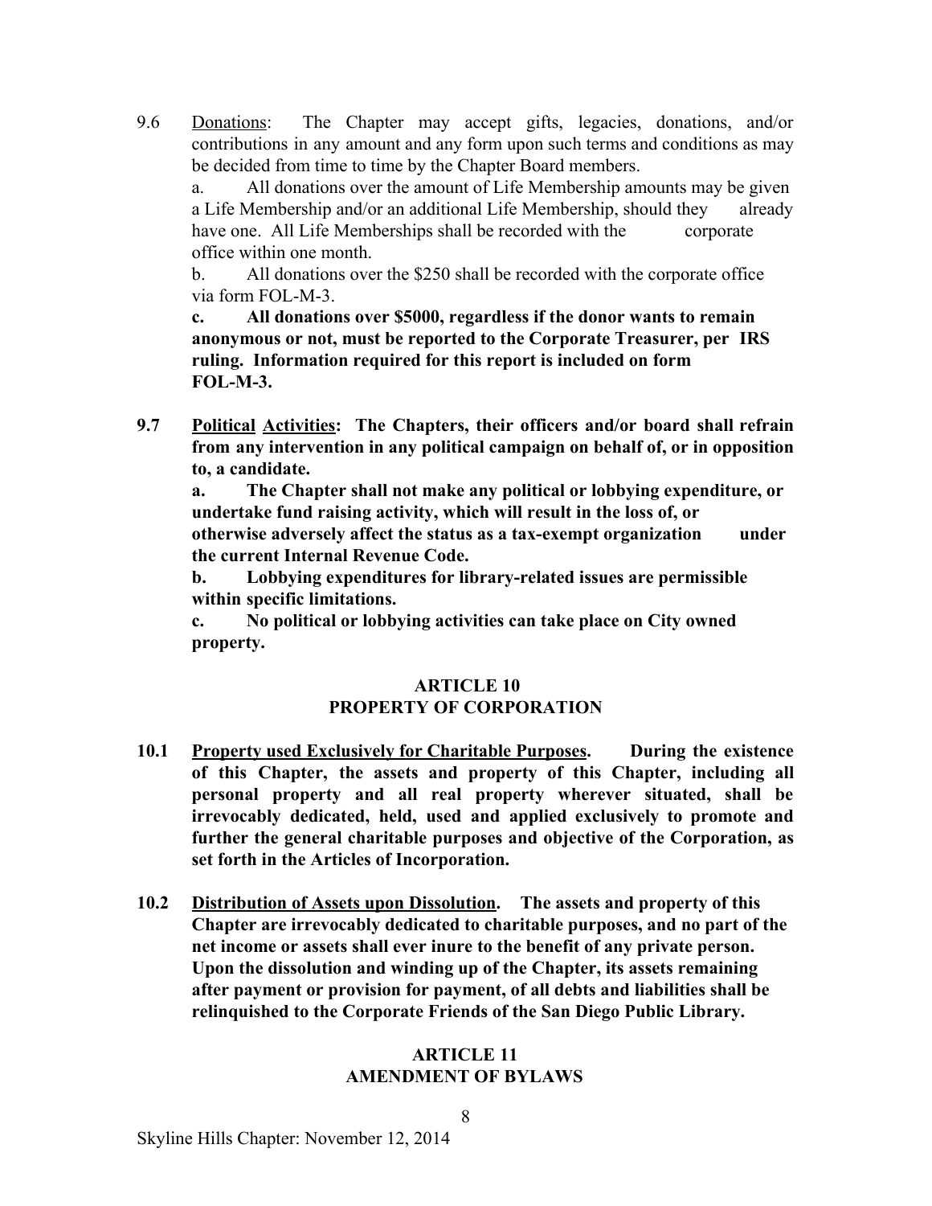9.6 Donations: The Chapter may accept gifts, legacies, donations, and/or contributions in any amount and any form upon such terms and conditions as may be decided from time to time by the Chapter Board members.

a. All donations over the amount of Life Membership amounts may be given a Life Membership and/or an additional Life Membership, should they already have one. All Life Memberships shall be recorded with the corporate office within one month.

b. All donations over the $250 shall be recorded with the corporate office via form FOL-M-3.

**c. All donations over $5000, regardless if the donor wants to remain anonymous or not, must be reported to the Corporate Treasurer, per IRS ruling. Information required for this report is included on form FOL-M-3.**

**9.7 Political Activities: The Chapters, their officers and/or board shall refrain from any intervention in any political campaign on behalf of, or in opposition to, a candidate.**

**a. The Chapter shall not make any political or lobbying expenditure, or undertake fund raising activity, which will result in the loss of, or otherwise adversely affect the status as a tax-exempt organization under the current Internal Revenue Code.**

**b. Lobbying expenditures for library-related issues are permissible within specific limitations.**

**c. No political or lobbying activities can take place on City owned property.**

## ARTICLE 10
## PROPERTY OF CORPORATION

**10.1 Property used Exclusively for Charitable Purposes. During the existence of this Chapter, the assets and property of this Chapter, including all personal property and all real property wherever situated, shall be irrevocably dedicated, held, used and applied exclusively to promote and further the general charitable purposes and objective of the Corporation, as set forth in the Articles of Incorporation.**

**10.2 Distribution of Assets upon Dissolution. The assets and property of this Chapter are irrevocably dedicated to charitable purposes, and no part of the net income or assets shall ever inure to the benefit of any private person. Upon the dissolution and winding up of the Chapter, its assets remaining after payment or provision for payment, of all debts and liabilities shall be relinquished to the Corporate Friends of the San Diego Public Library.**

## ARTICLE 11
## AMENDMENT OF BYLAWS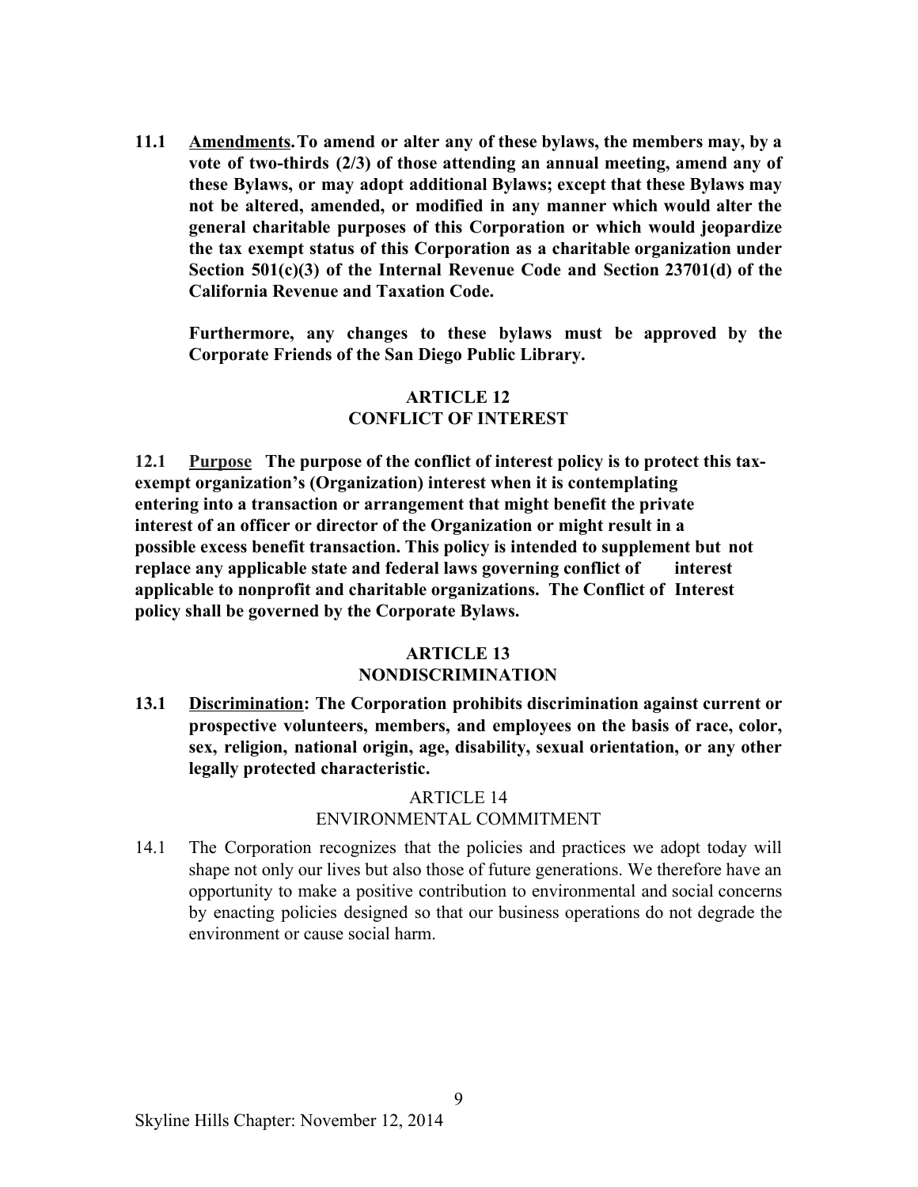**11.1 Amendments. To amend or alter any of these bylaws, the members may, by a vote of two-thirds (2/3) of those attending an annual meeting, amend any of these Bylaws, or may adopt additional Bylaws; except that these Bylaws may not be altered, amended, or modified in any manner which would alter the general charitable purposes of this Corporation or which would jeopardize the tax exempt status of this Corporation as a charitable organization under Section 501(c)(3) of the Internal Revenue Code and Section 23701(d) of the California Revenue and Taxation Code.**

**Furthermore, any changes to these bylaws must be approved by the Corporate Friends of the San Diego Public Library.**

## ARTICLE 12
## CONFLICT OF INTEREST

**12.1 Purpose The purpose of the conflict of interest policy is to protect this tax-exempt organization's (Organization) interest when it is contemplating entering into a transaction or arrangement that might benefit the private interest of an officer or director of the Organization or might result in a possible excess benefit transaction. This policy is intended to supplement but not replace any applicable state and federal laws governing conflict of interest applicable to nonprofit and charitable organizations. The Conflict of Interest policy shall be governed by the Corporate Bylaws.**

## ARTICLE 13
## NONDISCRIMINATION

**13.1 Discrimination: The Corporation prohibits discrimination against current or prospective volunteers, members, and employees on the basis of race, color, sex, religion, national origin, age, disability, sexual orientation, or any other legally protected characteristic.**

## ARTICLE 14
## ENVIRONMENTAL COMMITMENT

14.1 The Corporation recognizes that the policies and practices we adopt today will shape not only our lives but also those of future generations. We therefore have an opportunity to make a positive contribution to environmental and social concerns by enacting policies designed so that our business operations do not degrade the environment or cause social harm.